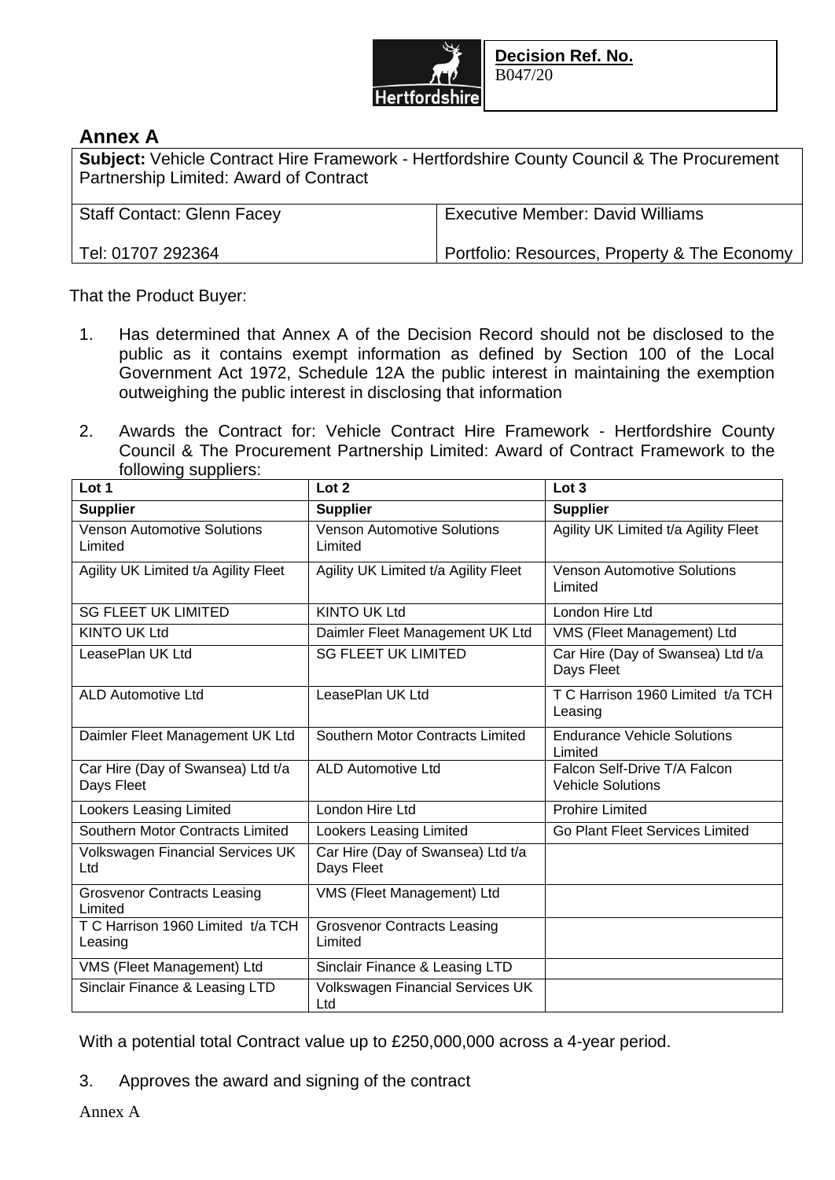**Decision Ref. No.**
B047/20

## Annex A

| **Subject:** Vehicle Contract Hire Framework - Hertfordshire County Council & The Procurement Partnership Limited: Award of Contract | |
|---|---|
| Staff Contact: Glenn Facey<br><br>Tel: 01707 292364 | Executive Member: David Williams<br><br>Portfolio: Resources, Property & The Economy |

That the Product Buyer:

1. Has determined that Annex A of the Decision Record should not be disclosed to the public as it contains exempt information as defined by Section 100 of the Local Government Act 1972, Schedule 12A the public interest in maintaining the exemption outweighing the public interest in disclosing that information

2. Awards the Contract for: Vehicle Contract Hire Framework - Hertfordshire County Council & The Procurement Partnership Limited: Award of Contract Framework to the following suppliers:

| Lot 1 | Lot 2 | Lot 3 |
|---|---|---|
| **Supplier** | **Supplier** | **Supplier** |
| Venson Automotive Solutions Limited | Venson Automotive Solutions Limited | Agility UK Limited t/a Agility Fleet |
| Agility UK Limited t/a Agility Fleet | Agility UK Limited t/a Agility Fleet | Venson Automotive Solutions Limited |
| SG FLEET UK LIMITED | KINTO UK Ltd | London Hire Ltd |
| KINTO UK Ltd | Daimler Fleet Management UK Ltd | VMS (Fleet Management) Ltd |
| LeasePlan UK Ltd | SG FLEET UK LIMITED | Car Hire (Day of Swansea) Ltd t/a Days Fleet |
| ALD Automotive Ltd | LeasePlan UK Ltd | T C Harrison 1960 Limited t/a TCH Leasing |
| Daimler Fleet Management UK Ltd | Southern Motor Contracts Limited | Endurance Vehicle Solutions Limited |
| Car Hire (Day of Swansea) Ltd t/a Days Fleet | ALD Automotive Ltd | Falcon Self-Drive T/A Falcon Vehicle Solutions |
| Lookers Leasing Limited | London Hire Ltd | Prohire Limited |
| Southern Motor Contracts Limited | Lookers Leasing Limited | Go Plant Fleet Services Limited |
| Volkswagen Financial Services UK Ltd | Car Hire (Day of Swansea) Ltd t/a Days Fleet | |
| Grosvenor Contracts Leasing Limited | VMS (Fleet Management) Ltd | |
| T C Harrison 1960 Limited t/a TCH Leasing | Grosvenor Contracts Leasing Limited | |
| VMS (Fleet Management) Ltd | Sinclair Finance & Leasing LTD | |
| Sinclair Finance & Leasing LTD | Volkswagen Financial Services UK Ltd | |

With a potential total Contract value up to £250,000,000 across a 4-year period.

3. Approves the award and signing of the contract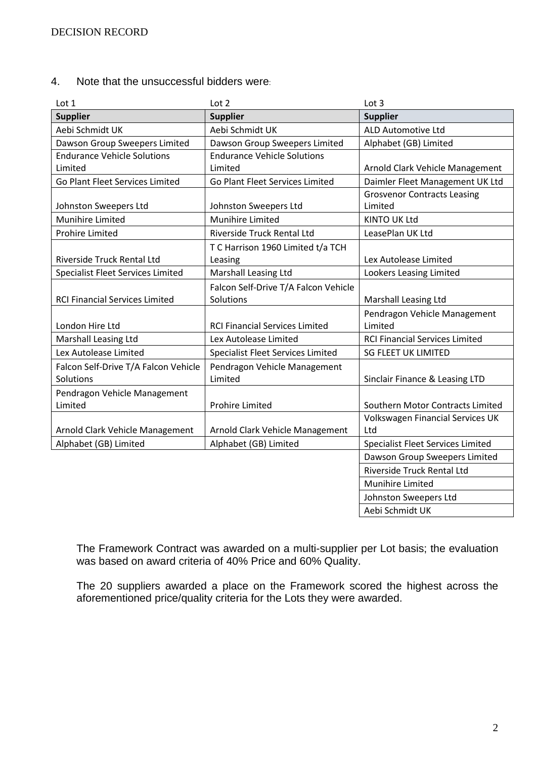4. Note that the unsuccessful bidders were:

| Lot 1 | Lot 2 | Lot 3 |
|---|---|---|
| **Supplier** | **Supplier** | **Supplier** |
| Aebi Schmidt UK | Aebi Schmidt UK | ALD Automotive Ltd |
| Dawson Group Sweepers Limited | Dawson Group Sweepers Limited | Alphabet (GB) Limited |
| Endurance Vehicle Solutions Limited | Endurance Vehicle Solutions Limited | Arnold Clark Vehicle Management |
| Go Plant Fleet Services Limited | Go Plant Fleet Services Limited | Daimler Fleet Management UK Ltd |
| Johnston Sweepers Ltd | Johnston Sweepers Ltd | Grosvenor Contracts Leasing Limited |
| Munihire Limited | Munihire Limited | KINTO UK Ltd |
| Prohire Limited | Riverside Truck Rental Ltd | LeasePlan UK Ltd |
| Riverside Truck Rental Ltd | T C Harrison 1960 Limited t/a TCH Leasing | Lex Autolease Limited |
| Specialist Fleet Services Limited | Marshall Leasing Ltd | Lookers Leasing Limited |
| RCI Financial Services Limited | Falcon Self-Drive T/A Falcon Vehicle Solutions | Marshall Leasing Ltd |
| London Hire Ltd | RCI Financial Services Limited | Pendragon Vehicle Management Limited |
| Marshall Leasing Ltd | Lex Autolease Limited | RCI Financial Services Limited |
| Lex Autolease Limited | Specialist Fleet Services Limited | SG FLEET UK LIMITED |
| Falcon Self-Drive T/A Falcon Vehicle Solutions | Pendragon Vehicle Management Limited | Sinclair Finance & Leasing LTD |
| Pendragon Vehicle Management Limited | Prohire Limited | Southern Motor Contracts Limited |
| Arnold Clark Vehicle Management | Arnold Clark Vehicle Management | Volkswagen Financial Services UK Ltd |
| Alphabet (GB) Limited | Alphabet (GB) Limited | Specialist Fleet Services Limited |
| | | Dawson Group Sweepers Limited |
| | | Riverside Truck Rental Ltd |
| | | Munihire Limited |
| | | Johnston Sweepers Ltd |
| | | Aebi Schmidt UK |

The Framework Contract was awarded on a multi-supplier per Lot basis; the evaluation was based on award criteria of 40% Price and 60% Quality.

The 20 suppliers awarded a place on the Framework scored the highest across the aforementioned price/quality criteria for the Lots they were awarded.